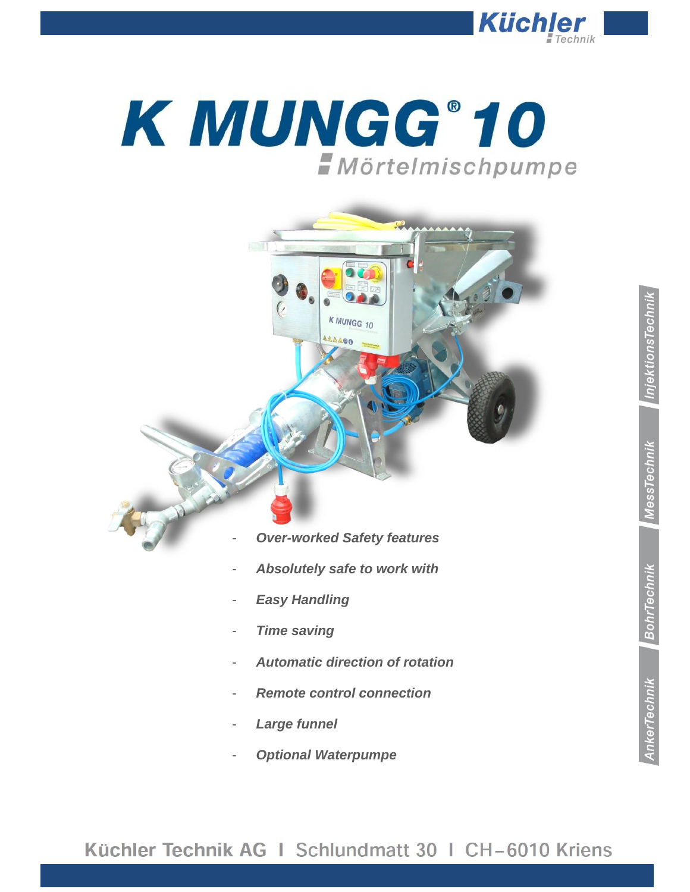# K MUNGG® 10

## Mörtelmischpumpe

- *Over-worked Safety features*
- *Absolutely safe to work with*
- *Easy Handling*
- *Time saving*
- *Automatic direction of rotation*
- *Remote control connection*
- *Large funnel*
- *Optional Waterpumpe*

Küchler Technik AG I Schlundmatt 30 I CH–6010 Kriens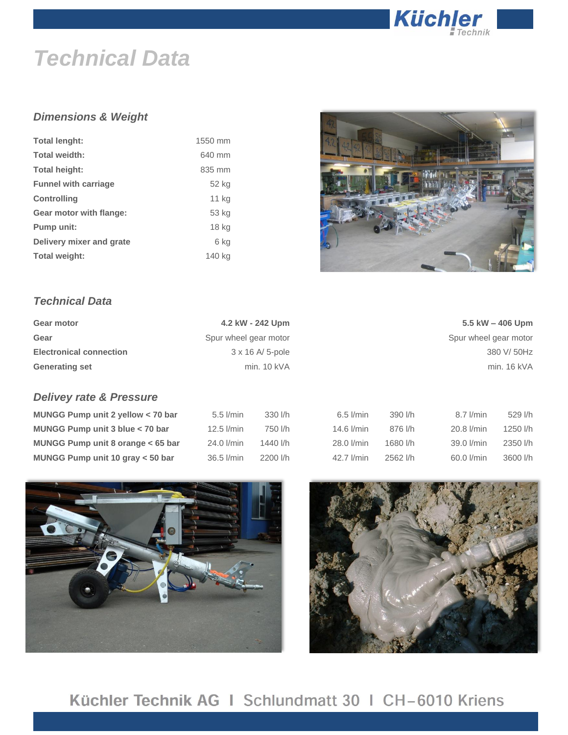# Technical Data

## Dimensions & Weight

| | |
|---|---|
| **Total lenght:** | 1550 mm |
| **Total weidth:** | 640 mm |
| **Total height:** | 835 mm |
| **Funnel with carriage** | 52 kg |
| **Controlling** | 11 kg |
| **Gear motor with flange:** | 53 kg |
| **Pump unit:** | 18 kg |
| **Delivery mixer and grate** | 6 kg |
| **Total weight:** | 140 kg |

## Technical Data

| | | |
|---|---|---|
| **Gear motor** | **4.2 kW - 242 Upm** | **5.5 kW – 406 Upm** |
| **Gear** | Spur wheel gear motor | Spur wheel gear motor |
| **Electronical connection** | 3 x 16 A/ 5-pole | 380 V/ 50Hz |
| **Generating set** | min. 10 kVA | min. 16 kVA |

## Delivey rate & Pressure

| | | | | | | |
|---|---|---|---|---|---|---|
| **MUNGG Pump unit 2 yellow < 70 bar** | 5.5 l/min | 330 l/h | 6.5 l/min | 390 l/h | 8.7 l/min | 529 l/h |
| **MUNGG Pump unit 3 blue < 70 bar** | 12.5 l/min | 750 l/h | 14.6 l/min | 876 l/h | 20.8 l/min | 1250 l/h |
| **MUNGG Pump unit 8 orange < 65 bar** | 24.0 l/min | 1440 l/h | 28.0 l/min | 1680 l/h | 39.0 l/min | 2350 l/h |
| **MUNGG Pump unit 10 gray < 50 bar** | 36.5 l/min | 2200 l/h | 42.7 l/min | 2562 l/h | 60.0 l/min | 3600 l/h |

Küchler Technik AG I Schlundmatt 30 I CH–6010 Kriens